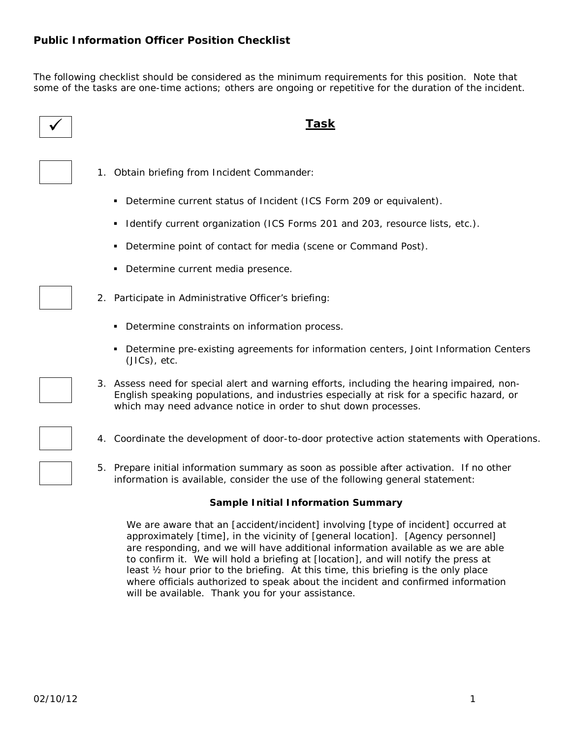# Public Information Officer Position Checklist

The following checklist should be considered as the minimum requirements for this position. Note that some of the tasks are one-time actions; others are ongoing or repetitive for the duration of the incident.

| ✓ | **Task** |
|---|---|
| ☐ | 1. Obtain briefing from Incident Commander:<br>▪ Determine current status of Incident (ICS Form 209 or equivalent).<br>▪ Identify current organization (ICS Forms 201 and 203, resource lists, etc.).<br>▪ Determine point of contact for media (scene or Command Post).<br>▪ Determine current media presence. |
| ☐ | 2. Participate in Administrative Officer's briefing:<br>▪ Determine constraints on information process.<br>▪ Determine pre-existing agreements for information centers, Joint Information Centers (JICs), etc. |
| ☐ | 3. Assess need for special alert and warning efforts, including the hearing impaired, non-English speaking populations, and industries especially at risk for a specific hazard, or which may need advance notice in order to shut down processes. |
| ☐ | 4. Coordinate the development of door-to-door protective action statements with Operations. |
| ☐ | 5. Prepare initial information summary as soon as possible after activation. If no other information is available, consider the use of the following general statement: |

**Sample Initial Information Summary**

We are aware that an [accident/incident] involving [type of incident] occurred at approximately [time], in the vicinity of [general location]. [Agency personnel] are responding, and we will have additional information available as we are able to confirm it. We will hold a briefing at [location], and will notify the press at least ½ hour prior to the briefing. At this time, this briefing is the only place where officials authorized to speak about the incident and confirmed information will be available. Thank you for your assistance.

02/10/12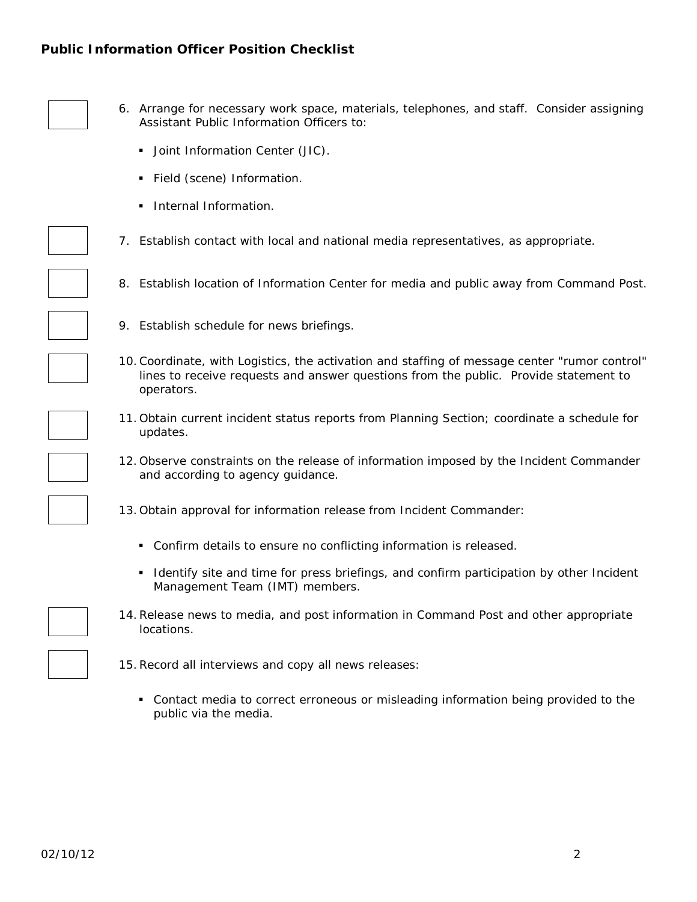**Public Information Officer Position Checklist**

- [ ] 6. Arrange for necessary work space, materials, telephones, and staff. Consider assigning Assistant Public Information Officers to:
    - Joint Information Center (JIC).
    - Field (scene) Information.
    - Internal Information.
- [ ] 7. Establish contact with local and national media representatives, as appropriate.
- [ ] 8. Establish location of Information Center for media and public away from Command Post.
- [ ] 9. Establish schedule for news briefings.
- [ ] 10. Coordinate, with Logistics, the activation and staffing of message center "rumor control" lines to receive requests and answer questions from the public. Provide statement to operators.
- [ ] 11. Obtain current incident status reports from Planning Section; coordinate a schedule for updates.
- [ ] 12. Observe constraints on the release of information imposed by the Incident Commander and according to agency guidance.
- [ ] 13. Obtain approval for information release from Incident Commander:
    - Confirm details to ensure no conflicting information is released.
    - Identify site and time for press briefings, and confirm participation by other Incident Management Team (IMT) members.
- [ ] 14. Release news to media, and post information in Command Post and other appropriate locations.
- [ ] 15. Record all interviews and copy all news releases:
    - Contact media to correct erroneous or misleading information being provided to the public via the media.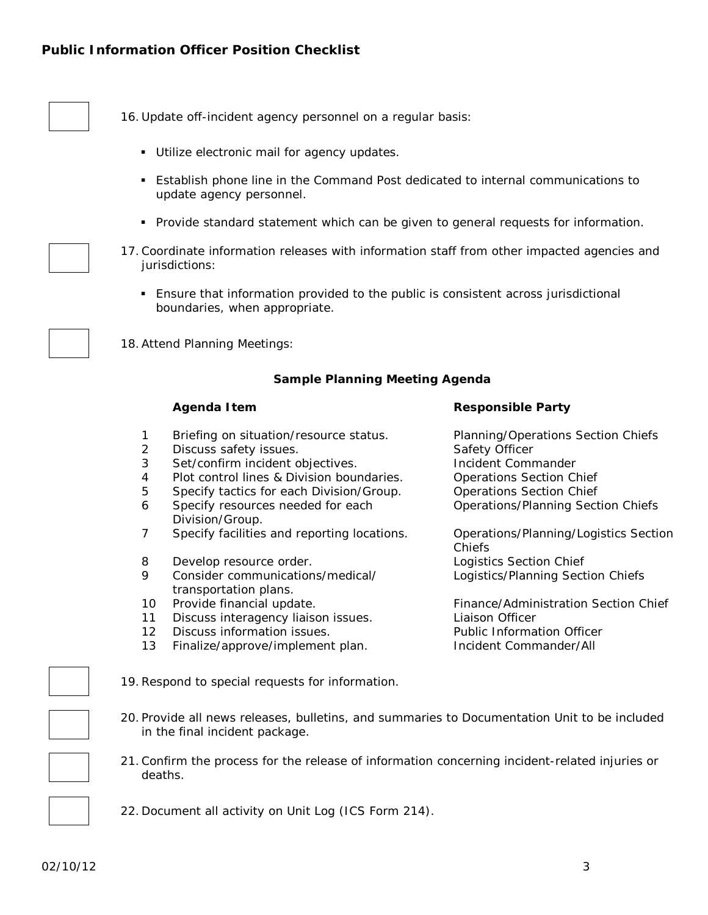## Public Information Officer Position Checklist

☐ 16. Update off-incident agency personnel on a regular basis:

- Utilize electronic mail for agency updates.
- Establish phone line in the Command Post dedicated to internal communications to update agency personnel.
- Provide standard statement which can be given to general requests for information.

☐ 17. Coordinate information releases with information staff from other impacted agencies and jurisdictions:

- Ensure that information provided to the public is consistent across jurisdictional boundaries, when appropriate.

☐ 18. Attend Planning Meetings:

**Sample Planning Meeting Agenda**

| | Agenda Item | Responsible Party |
|---|---|---|
| 1 | Briefing on situation/resource status. | Planning/Operations Section Chiefs |
| 2 | Discuss safety issues. | Safety Officer |
| 3 | Set/confirm incident objectives. | Incident Commander |
| 4 | Plot control lines & Division boundaries. | Operations Section Chief |
| 5 | Specify tactics for each Division/Group. | Operations Section Chief |
| 6 | Specify resources needed for each Division/Group. | Operations/Planning Section Chiefs |
| 7 | Specify facilities and reporting locations. | Operations/Planning/Logistics Section Chiefs |
| 8 | Develop resource order. | Logistics Section Chief |
| 9 | Consider communications/medical/ transportation plans. | Logistics/Planning Section Chiefs |
| 10 | Provide financial update. | Finance/Administration Section Chief |
| 11 | Discuss interagency liaison issues. | Liaison Officer |
| 12 | Discuss information issues. | Public Information Officer |
| 13 | Finalize/approve/implement plan. | Incident Commander/All |

☐ 19. Respond to special requests for information.

☐ 20. Provide all news releases, bulletins, and summaries to Documentation Unit to be included in the final incident package.

☐ 21. Confirm the process for the release of information concerning incident-related injuries or deaths.

☐ 22. Document all activity on Unit Log (ICS Form 214).